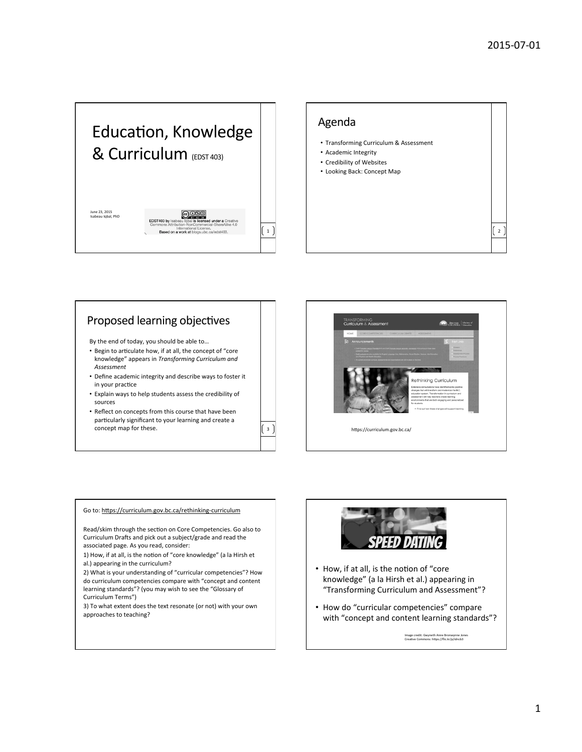# Education, Knowledge & Curriculum (EDST 403)

June 23, 2015
Isabeau Iqbal, PhD

EDST403 by Isabeau Iqbal is licensed under a Creative Commons Attribution-NonCommercial-ShareAlike 4.0 International License.
Based on a work at blogs.ubc.ca/edst403.

## Agenda

- Transforming Curriculum & Assessment
- Academic Integrity
- Credibility of Websites
- Looking Back: Concept Map

## Proposed learning objectives

By the end of today, you should be able to…

- Begin to articulate how, if at all, the concept of "core knowledge" appears in *Transforming Curriculum and Assessment*
- Define academic integrity and describe ways to foster it in your practice
- Explain ways to help students assess the credibility of sources
- Reflect on concepts from this course that have been particularly significant to your learning and create a concept map for these.

https://curriculum.gov.bc.ca/

Go to: https://curriculum.gov.bc.ca/rethinking-curriculum

Read/skim through the section on Core Competencies. Go also to Curriculum Drafts and pick out a subject/grade and read the associated page. As you read, consider:

1) How, if at all, is the notion of "core knowledge" (a la Hirsh et al.) appearing in the curriculum?

2) What is your understanding of "curricular competencies"? How do curriculum competencies compare with "concept and content learning standards"? (you may wish to see the "Glossary of Curriculum Terms")

3) To what extent does the text resonate (or not) with your own approaches to teaching?

SPEED DATING

- How, if at all, is the notion of "core knowledge" (a la Hirsh et al.) appearing in "Transforming Curriculum and Assessment"?
- How do "curricular competencies" compare with "concept and content learning standards"?

Image credit: Gwyneth Anne Bronwynne Jones
Creative Commons: https://flic.kr/p/dncb3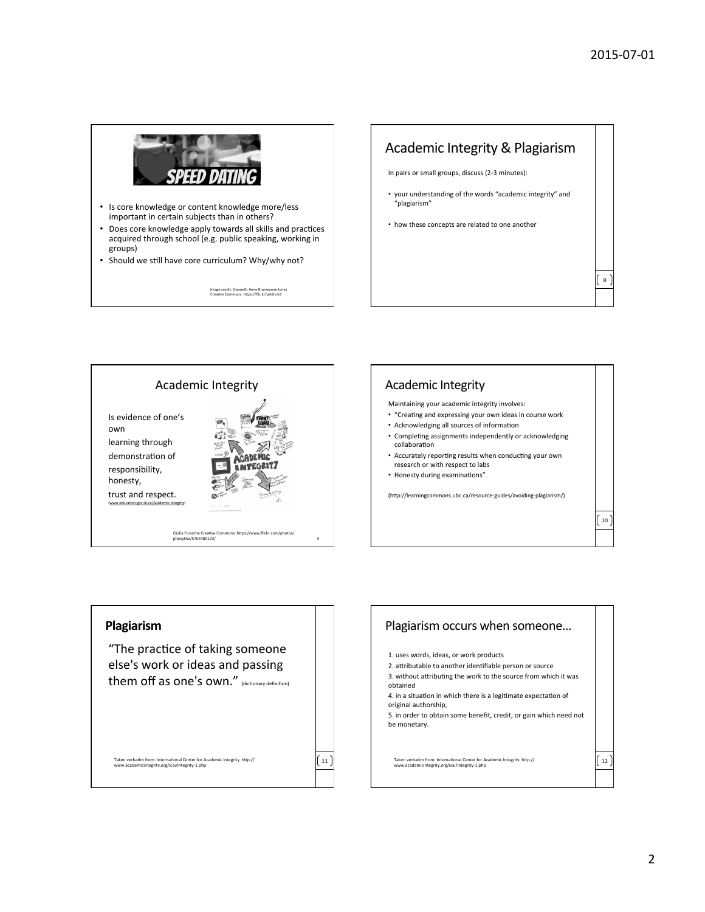- Is core knowledge or content knowledge more/less important in certain subjects than in others?
- Does core knowledge apply towards all skills and practices acquired through school (e.g. public speaking, working in groups)
- Should we still have core curriculum? Why/why not?

Image credit: Gwyneth Anne Bronwynne Jones Creative Commons: https://flic.kr/p/ldncb3

## Academic Integrity & Plagiarism

In pairs or small groups, discuss (2-3 minutes):

- your understanding of the words "academic integrity" and "plagiarism"
- how these concepts are related to one another

## Academic Integrity

Is evidence of one's own learning through demonstration of responsibility, honesty, trust and respect. (www.education.gov.sk.ca/Academic-Integrity)

Giulia Forsythe Creative Commons: https://www.flickr.com/photos/gforsythe/5705480123/

## Academic Integrity

Maintaining your academic integrity involves:

- "Creating and expressing your own ideas in course work
- Acknowledging all sources of information
- Completing assignments independently or acknowledging collaboration
- Accurately reporting results when conducting your own research or with respect to labs
- Honesty during examinations"

(http://learningcommons.ubc.ca/resource-guides/avoiding-plagiarism/)

## **Plagiarism**

"The practice of taking someone else's work or ideas and passing them off as one's own." (dictionary definition)

Taken verbatim from: International Center for Academic Integrity. http://www.academicintegrity.org/icai/integrity-1.php

## Plagiarism occurs when someone…

1. uses words, ideas, or work products
2. attributable to another identifiable person or source
3. without attributing the work to the source from which it was obtained
4. in a situation in which there is a legitimate expectation of original authorship,
5. in order to obtain some benefit, credit, or gain which need not be monetary.

Taken verbatim from: International Center for Academic Integrity. http://www.academicintegrity.org/icai/integrity-1.php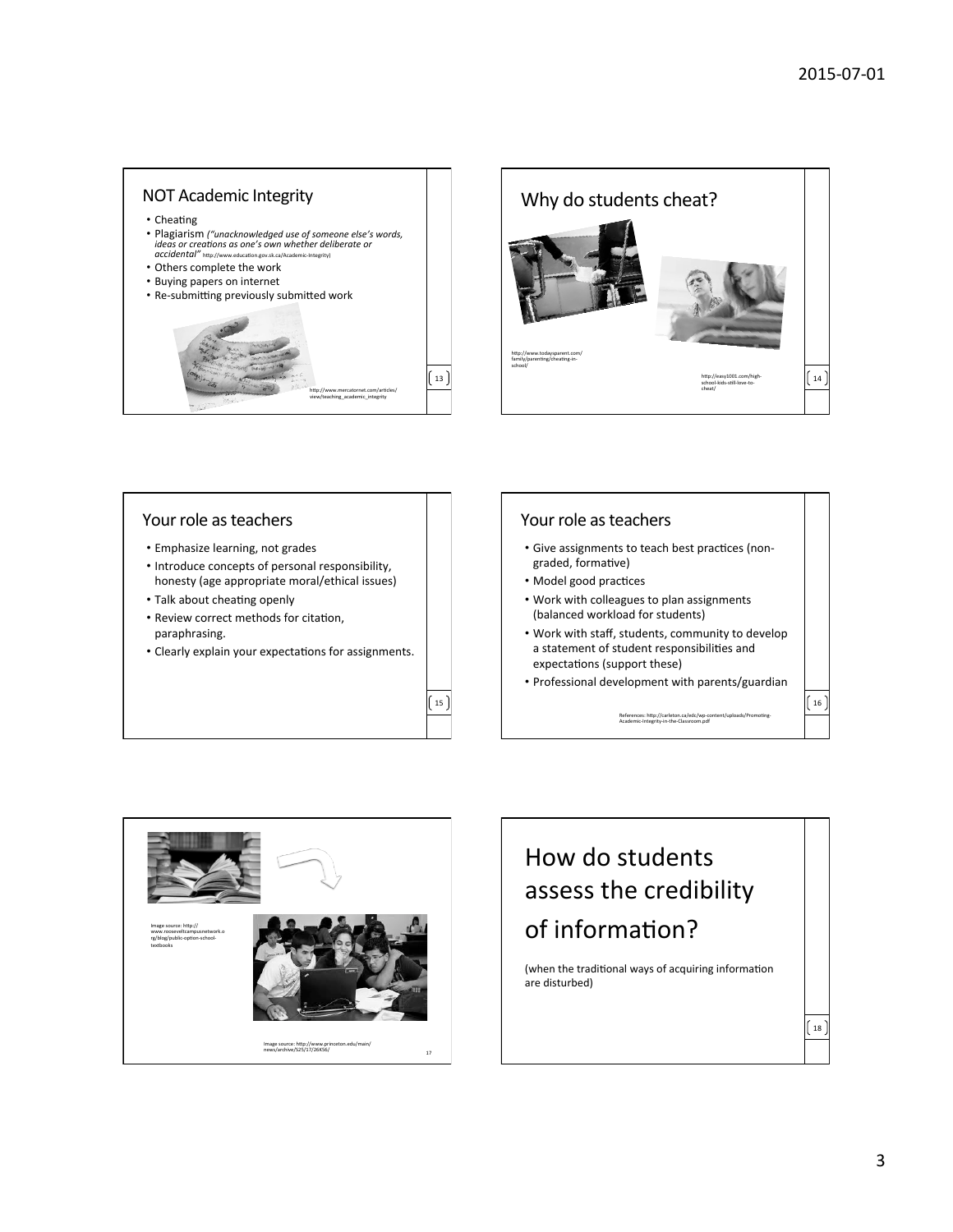## NOT Academic Integrity

- Cheating
- Plagiarism *("unacknowledged use of someone else's words, ideas or creations as one's own whether deliberate or accidental"* http://www.education.gov.sk.ca/Academic-Integrity)
- Others complete the work
- Buying papers on internet
- Re-submitting previously submitted work

http://www.mercatornet.com/articles/view/teaching_academic_integrity

## Why do students cheat?

http://www.todaysparent.com/family/parenting/cheating-in-school/

http://easy1001.com/high-school-kids-still-love-to-cheat/

## Your role as teachers

- Emphasize learning, not grades
- Introduce concepts of personal responsibility, honesty (age appropriate moral/ethical issues)
- Talk about cheating openly
- Review correct methods for citation, paraphrasing.
- Clearly explain your expectations for assignments.

## Your role as teachers

- Give assignments to teach best practices (non-graded, formative)
- Model good practices
- Work with colleagues to plan assignments (balanced workload for students)
- Work with staff, students, community to develop a statement of student responsibilities and expectations (support these)
- Professional development with parents/guardian

References: http://carleton.ca/edc/wp-content/uploads/Promoting-Academic-Integrity-in-the-Classroom.pdf

Image source: http://www.rooseveltcampusnetwork.org/blog/public-option-school-textbooks

Image source: http://www.princeton.edu/main/news/archive/S25/17/26K56/

## How do students assess the credibility of information?

(when the traditional ways of acquiring information are disturbed)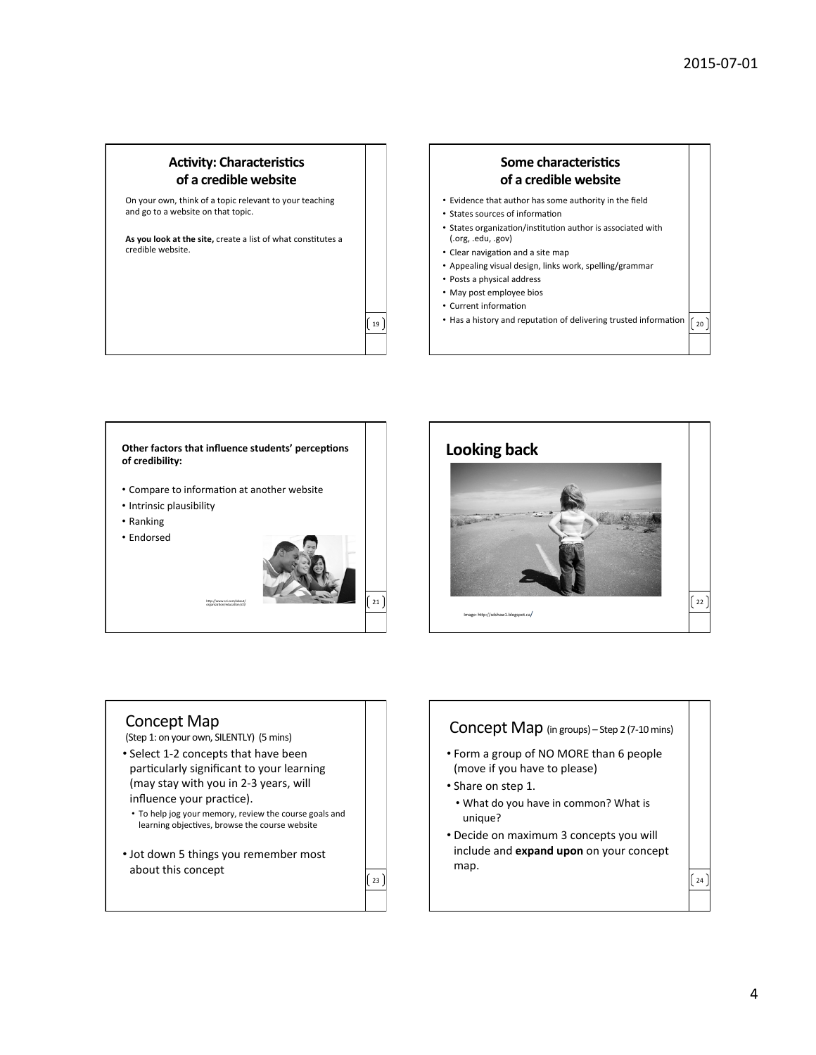## Activity: Characteristics of a credible website

On your own, think of a topic relevant to your teaching and go to a website on that topic.

**As you look at the site,** create a list of what constitutes a credible website.

## Some characteristics of a credible website

- Evidence that author has some authority in the field
- States sources of information
- States organization/institution author is associated with (.org, .edu, .gov)
- Clear navigation and a site map
- Appealing visual design, links work, spelling/grammar
- Posts a physical address
- May post employee bios
- Current information
- Has a history and reputation of delivering trusted information

**Other factors that influence students' perceptions of credibility:**

- Compare to information at another website
- Intrinsic plausibility
- Ranking
- Endorsed

http://www.sri.com/about/organization/education/ctl

## Looking back

Image: http://sdshaw1.blogspot.ca/

## Concept Map

(Step 1: on your own, SILENTLY) (5 mins)

- Select 1-2 concepts that have been particularly significant to your learning (may stay with you in 2-3 years, will influence your practice).
  - To help jog your memory, review the course goals and learning objectives, browse the course website
- Jot down 5 things you remember most about this concept

## Concept Map (in groups) – Step 2 (7-10 mins)

- Form a group of NO MORE than 6 people (move if you have to please)
- Share on step 1.
  - What do you have in common? What is unique?
- Decide on maximum 3 concepts you will include and **expand upon** on your concept map.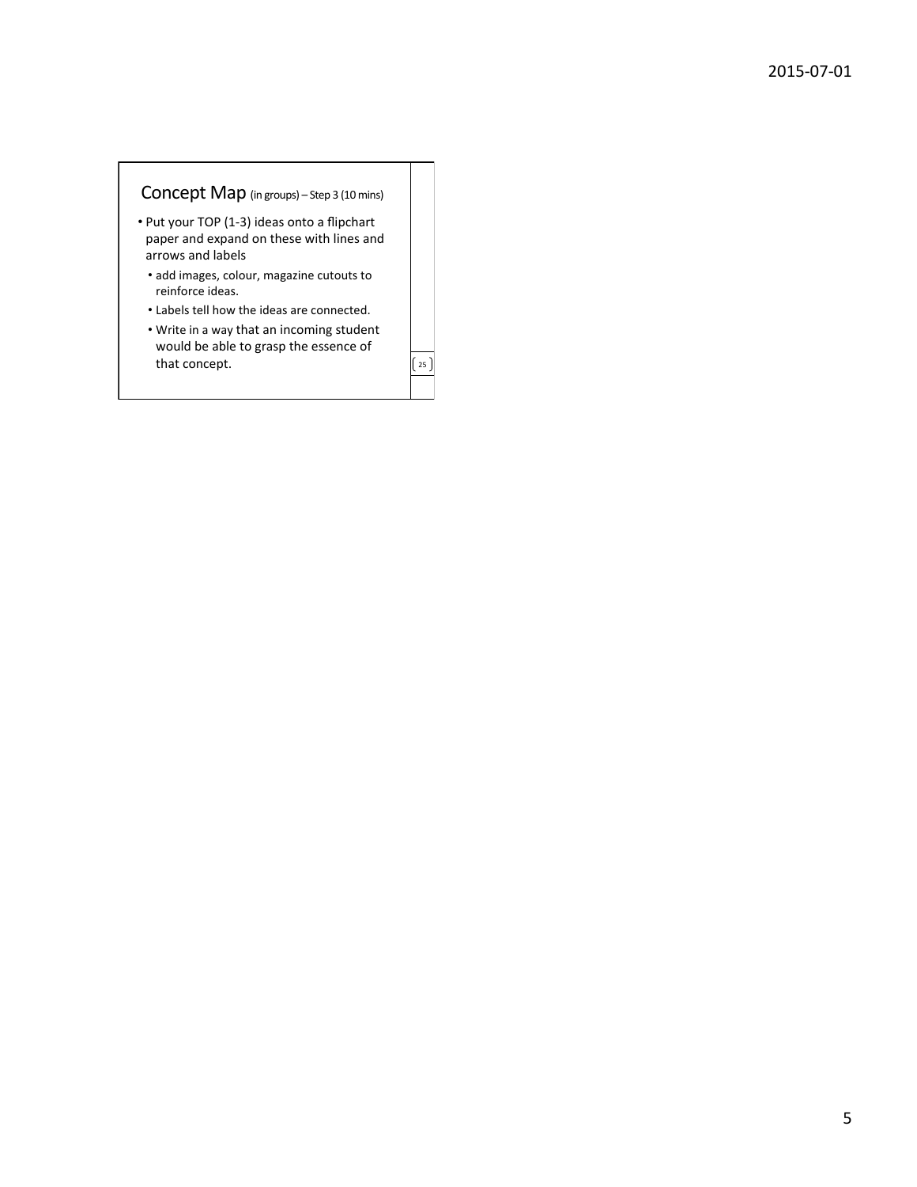## Concept Map (in groups) – Step 3 (10 mins)

- Put your TOP (1-3) ideas onto a flipchart paper and expand on these with lines and arrows and labels
  - add images, colour, magazine cutouts to reinforce ideas.
  - Labels tell how the ideas are connected.
  - Write in a way that an incoming student would be able to grasp the essence of that concept.